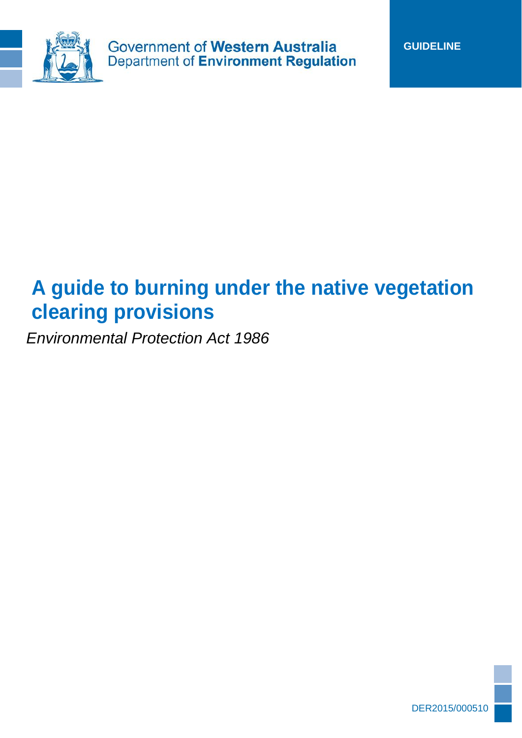Government of **Western Australia**
Department of **Environment Regulation**

**GUIDELINE**

# A guide to burning under the native vegetation clearing provisions

*Environmental Protection Act 1986*

DER2015/000510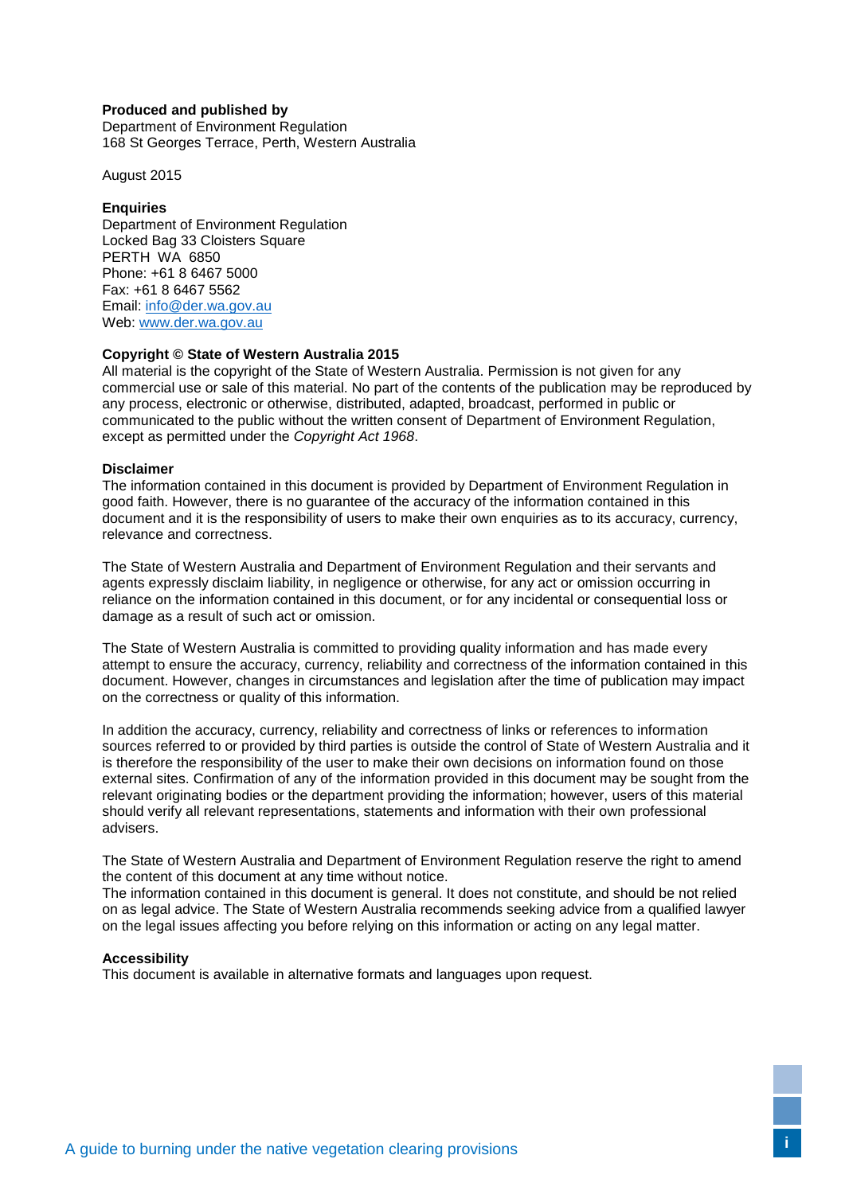**Produced and published by**
Department of Environment Regulation
168 St Georges Terrace, Perth, Western Australia

August 2015

**Enquiries**
Department of Environment Regulation
Locked Bag 33 Cloisters Square
PERTH WA 6850
Phone: +61 8 6467 5000
Fax: +61 8 6467 5562
Email: info@der.wa.gov.au
Web: www.der.wa.gov.au

**Copyright © State of Western Australia 2015**
All material is the copyright of the State of Western Australia. Permission is not given for any commercial use or sale of this material. No part of the contents of the publication may be reproduced by any process, electronic or otherwise, distributed, adapted, broadcast, performed in public or communicated to the public without the written consent of Department of Environment Regulation, except as permitted under the *Copyright Act 1968*.

**Disclaimer**
The information contained in this document is provided by Department of Environment Regulation in good faith. However, there is no guarantee of the accuracy of the information contained in this document and it is the responsibility of users to make their own enquiries as to its accuracy, currency, relevance and correctness.

The State of Western Australia and Department of Environment Regulation and their servants and agents expressly disclaim liability, in negligence or otherwise, for any act or omission occurring in reliance on the information contained in this document, or for any incidental or consequential loss or damage as a result of such act or omission.

The State of Western Australia is committed to providing quality information and has made every attempt to ensure the accuracy, currency, reliability and correctness of the information contained in this document. However, changes in circumstances and legislation after the time of publication may impact on the correctness or quality of this information.

In addition the accuracy, currency, reliability and correctness of links or references to information sources referred to or provided by third parties is outside the control of State of Western Australia and it is therefore the responsibility of the user to make their own decisions on information found on those external sites. Confirmation of any of the information provided in this document may be sought from the relevant originating bodies or the department providing the information; however, users of this material should verify all relevant representations, statements and information with their own professional advisers.

The State of Western Australia and Department of Environment Regulation reserve the right to amend the content of this document at any time without notice.
The information contained in this document is general. It does not constitute, and should be not relied on as legal advice. The State of Western Australia recommends seeking advice from a qualified lawyer on the legal issues affecting you before relying on this information or acting on any legal matter.

**Accessibility**
This document is available in alternative formats and languages upon request.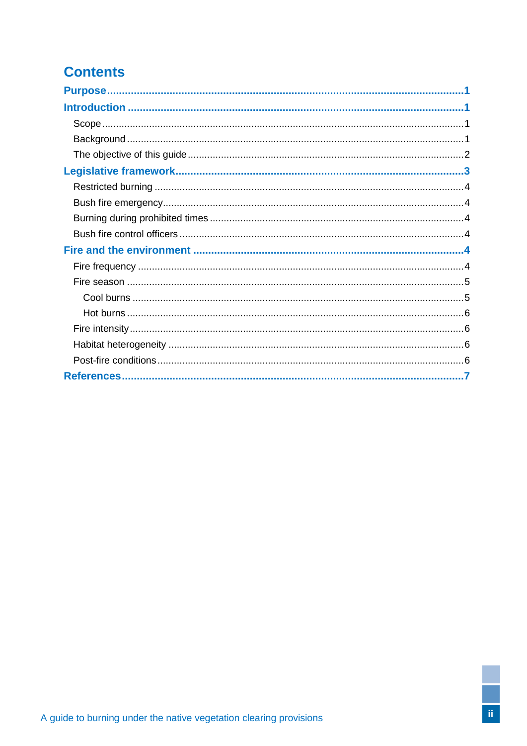# Contents

**Purpose** .......... 1

**Introduction** .......... 1

- Scope .......... 1
- Background .......... 1
- The objective of this guide .......... 2

**Legislative framework** .......... 3

- Restricted burning .......... 4
- Bush fire emergency .......... 4
- Burning during prohibited times .......... 4
- Bush fire control officers .......... 4

**Fire and the environment** .......... 4

- Fire frequency .......... 4
- Fire season .......... 5
  - Cool burns .......... 5
  - Hot burns .......... 6
- Fire intensity .......... 6
- Habitat heterogeneity .......... 6
- Post-fire conditions .......... 6

**References** .......... 7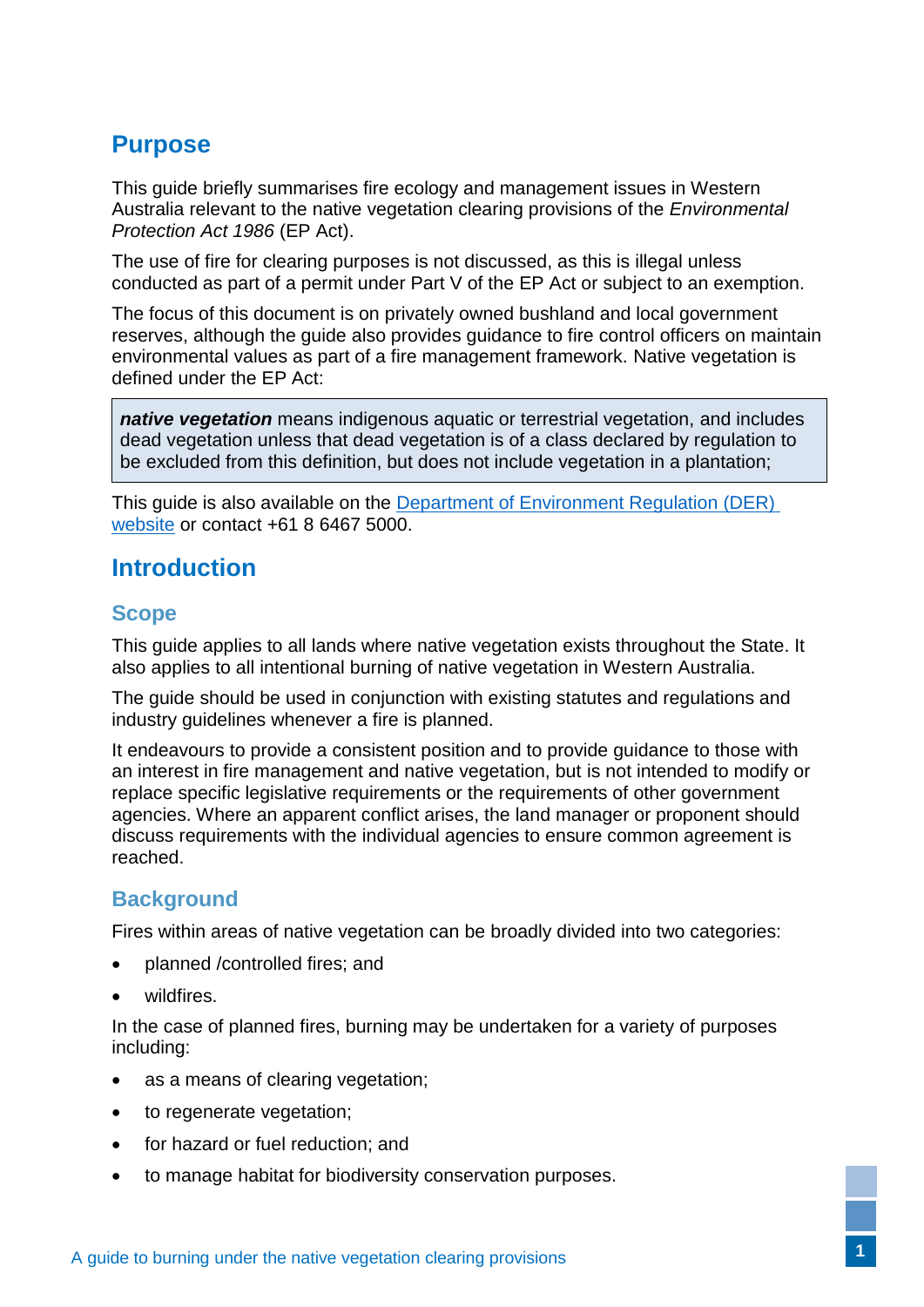## Purpose

This guide briefly summarises fire ecology and management issues in Western Australia relevant to the native vegetation clearing provisions of the *Environmental Protection Act 1986* (EP Act).

The use of fire for clearing purposes is not discussed, as this is illegal unless conducted as part of a permit under Part V of the EP Act or subject to an exemption.

The focus of this document is on privately owned bushland and local government reserves, although the guide also provides guidance to fire control officers on maintain environmental values as part of a fire management framework. Native vegetation is defined under the EP Act:

> ***native vegetation*** means indigenous aquatic or terrestrial vegetation, and includes dead vegetation unless that dead vegetation is of a class declared by regulation to be excluded from this definition, but does not include vegetation in a plantation;

This guide is also available on the [Department of Environment Regulation (DER) website]() or contact +61 8 6467 5000.

## Introduction

### Scope

This guide applies to all lands where native vegetation exists throughout the State. It also applies to all intentional burning of native vegetation in Western Australia.

The guide should be used in conjunction with existing statutes and regulations and industry guidelines whenever a fire is planned.

It endeavours to provide a consistent position and to provide guidance to those with an interest in fire management and native vegetation, but is not intended to modify or replace specific legislative requirements or the requirements of other government agencies. Where an apparent conflict arises, the land manager or proponent should discuss requirements with the individual agencies to ensure common agreement is reached.

### Background

Fires within areas of native vegetation can be broadly divided into two categories:

- planned /controlled fires; and
- wildfires.

In the case of planned fires, burning may be undertaken for a variety of purposes including:

- as a means of clearing vegetation;
- to regenerate vegetation;
- for hazard or fuel reduction; and
- to manage habitat for biodiversity conservation purposes.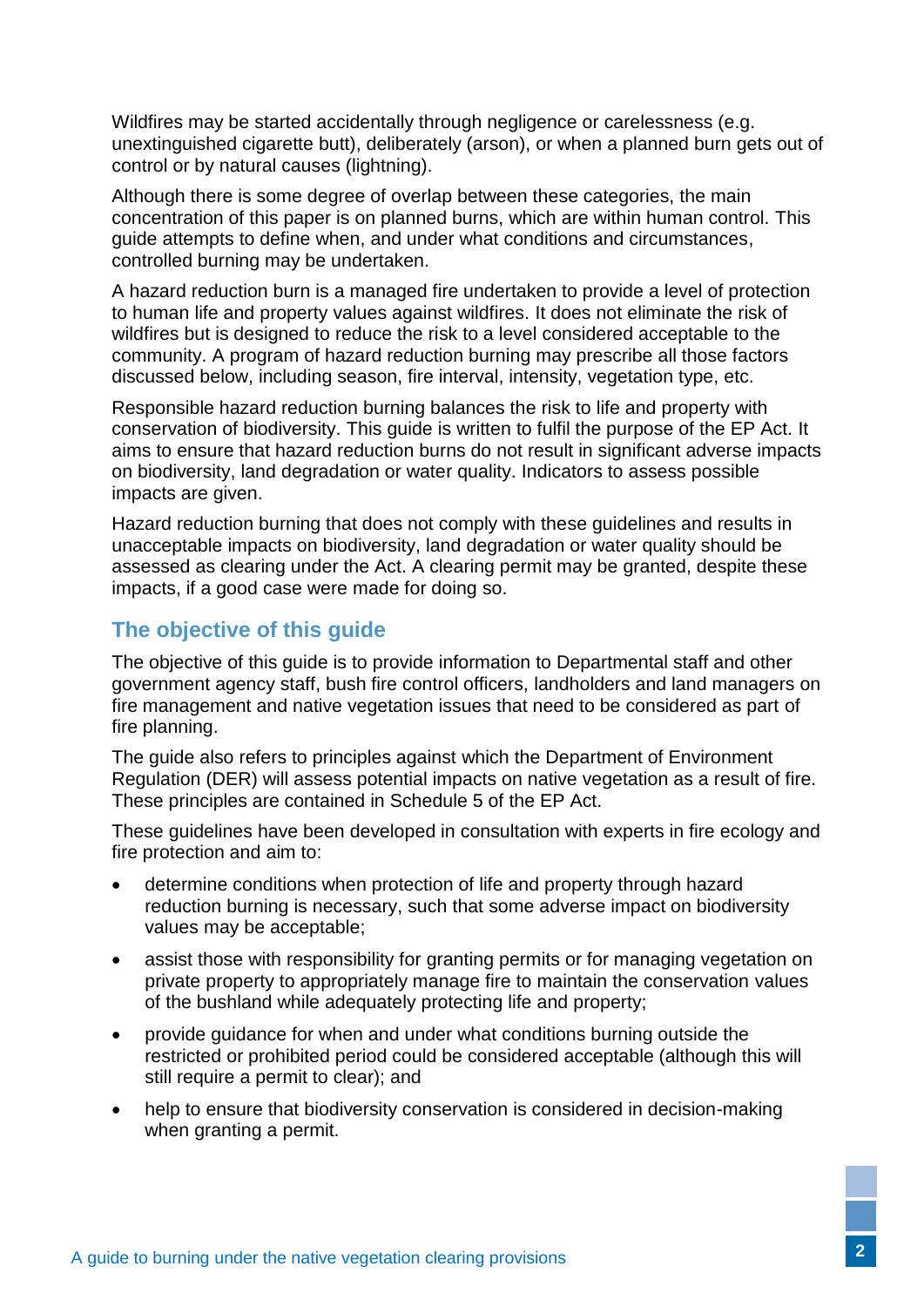Wildfires may be started accidentally through negligence or carelessness (e.g. unextinguished cigarette butt), deliberately (arson), or when a planned burn gets out of control or by natural causes (lightning).

Although there is some degree of overlap between these categories, the main concentration of this paper is on planned burns, which are within human control. This guide attempts to define when, and under what conditions and circumstances, controlled burning may be undertaken.

A hazard reduction burn is a managed fire undertaken to provide a level of protection to human life and property values against wildfires. It does not eliminate the risk of wildfires but is designed to reduce the risk to a level considered acceptable to the community. A program of hazard reduction burning may prescribe all those factors discussed below, including season, fire interval, intensity, vegetation type, etc.

Responsible hazard reduction burning balances the risk to life and property with conservation of biodiversity. This guide is written to fulfil the purpose of the EP Act. It aims to ensure that hazard reduction burns do not result in significant adverse impacts on biodiversity, land degradation or water quality. Indicators to assess possible impacts are given.

Hazard reduction burning that does not comply with these guidelines and results in unacceptable impacts on biodiversity, land degradation or water quality should be assessed as clearing under the Act. A clearing permit may be granted, despite these impacts, if a good case were made for doing so.

## The objective of this guide

The objective of this guide is to provide information to Departmental staff and other government agency staff, bush fire control officers, landholders and land managers on fire management and native vegetation issues that need to be considered as part of fire planning.

The guide also refers to principles against which the Department of Environment Regulation (DER) will assess potential impacts on native vegetation as a result of fire. These principles are contained in Schedule 5 of the EP Act.

These guidelines have been developed in consultation with experts in fire ecology and fire protection and aim to:

- determine conditions when protection of life and property through hazard reduction burning is necessary, such that some adverse impact on biodiversity values may be acceptable;
- assist those with responsibility for granting permits or for managing vegetation on private property to appropriately manage fire to maintain the conservation values of the bushland while adequately protecting life and property;
- provide guidance for when and under what conditions burning outside the restricted or prohibited period could be considered acceptable (although this will still require a permit to clear); and
- help to ensure that biodiversity conservation is considered in decision-making when granting a permit.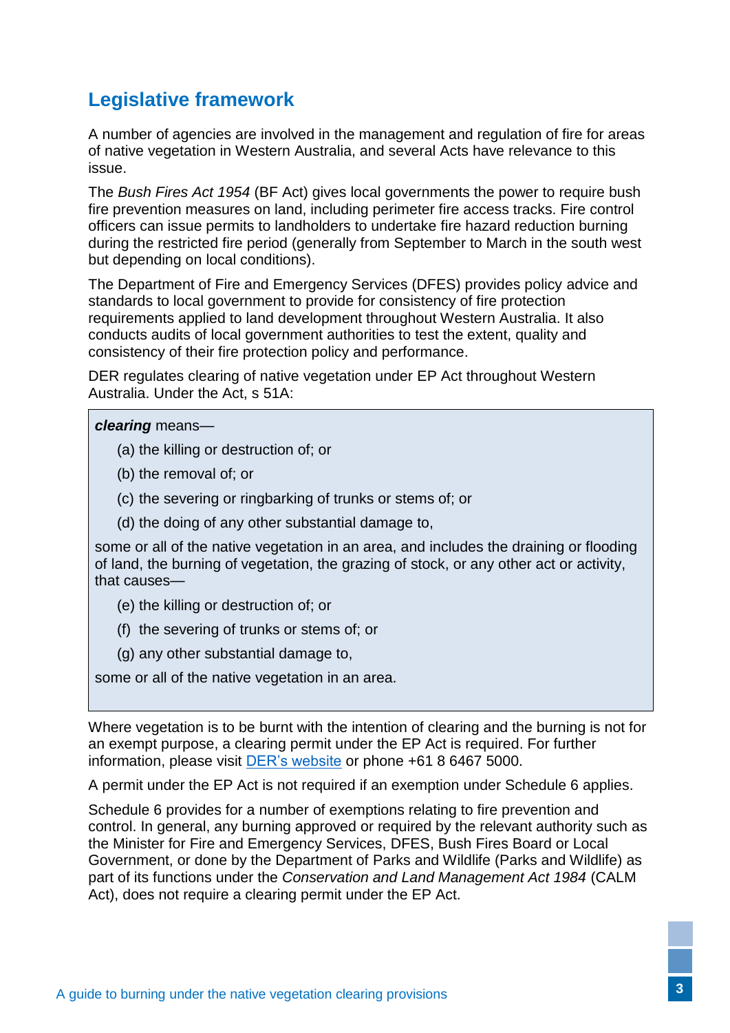## Legislative framework

A number of agencies are involved in the management and regulation of fire for areas of native vegetation in Western Australia, and several Acts have relevance to this issue.

The *Bush Fires Act 1954* (BF Act) gives local governments the power to require bush fire prevention measures on land, including perimeter fire access tracks. Fire control officers can issue permits to landholders to undertake fire hazard reduction burning during the restricted fire period (generally from September to March in the south west but depending on local conditions).

The Department of Fire and Emergency Services (DFES) provides policy advice and standards to local government to provide for consistency of fire protection requirements applied to land development throughout Western Australia. It also conducts audits of local government authorities to test the extent, quality and consistency of their fire protection policy and performance.

DER regulates clearing of native vegetation under EP Act throughout Western Australia. Under the Act, s 51A:

> ***clearing*** means—
>
> (a) the killing or destruction of; or
>
> (b) the removal of; or
>
> (c) the severing or ringbarking of trunks or stems of; or
>
> (d) the doing of any other substantial damage to,
>
> some or all of the native vegetation in an area, and includes the draining or flooding of land, the burning of vegetation, the grazing of stock, or any other act or activity, that causes—
>
> (e) the killing or destruction of; or
>
> (f) the severing of trunks or stems of; or
>
> (g) any other substantial damage to,
>
> some or all of the native vegetation in an area.

Where vegetation is to be burnt with the intention of clearing and the burning is not for an exempt purpose, a clearing permit under the EP Act is required. For further information, please visit DER's website or phone +61 8 6467 5000.

A permit under the EP Act is not required if an exemption under Schedule 6 applies.

Schedule 6 provides for a number of exemptions relating to fire prevention and control. In general, any burning approved or required by the relevant authority such as the Minister for Fire and Emergency Services, DFES, Bush Fires Board or Local Government, or done by the Department of Parks and Wildlife (Parks and Wildlife) as part of its functions under the *Conservation and Land Management Act 1984* (CALM Act), does not require a clearing permit under the EP Act.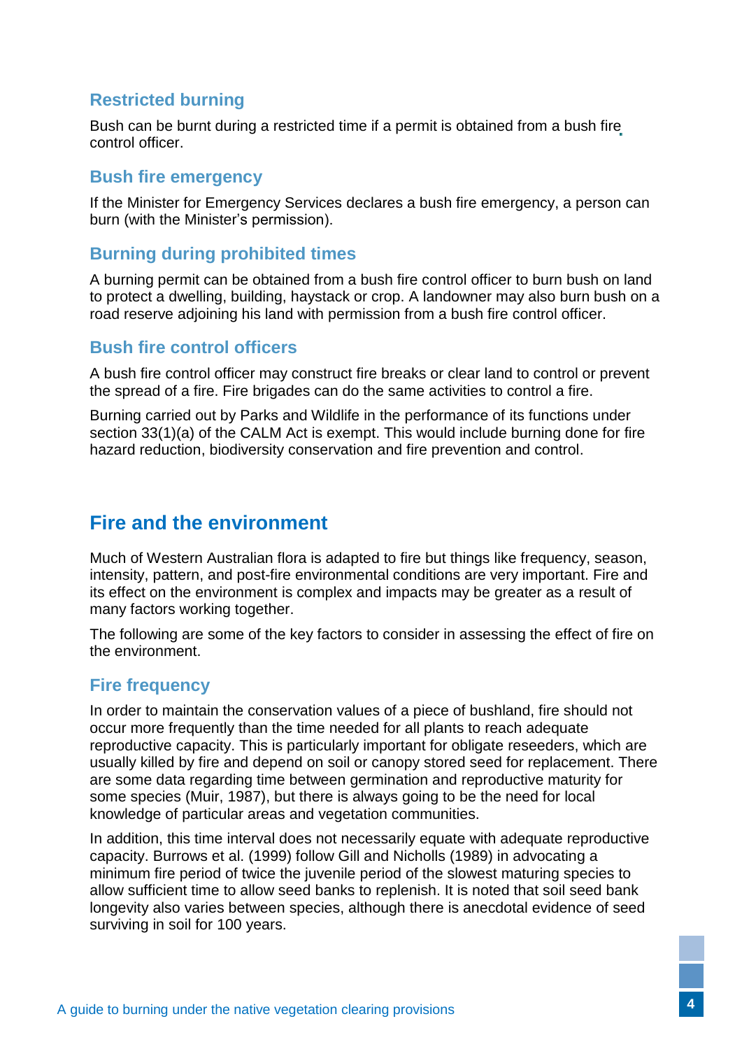### Restricted burning

Bush can be burnt during a restricted time if a permit is obtained from a bush fire control officer.

### Bush fire emergency

If the Minister for Emergency Services declares a bush fire emergency, a person can burn (with the Minister's permission).

### Burning during prohibited times

A burning permit can be obtained from a bush fire control officer to burn bush on land to protect a dwelling, building, haystack or crop. A landowner may also burn bush on a road reserve adjoining his land with permission from a bush fire control officer.

### Bush fire control officers

A bush fire control officer may construct fire breaks or clear land to control or prevent the spread of a fire. Fire brigades can do the same activities to control a fire.

Burning carried out by Parks and Wildlife in the performance of its functions under section 33(1)(a) of the CALM Act is exempt. This would include burning done for fire hazard reduction, biodiversity conservation and fire prevention and control.

## Fire and the environment

Much of Western Australian flora is adapted to fire but things like frequency, season, intensity, pattern, and post-fire environmental conditions are very important. Fire and its effect on the environment is complex and impacts may be greater as a result of many factors working together.

The following are some of the key factors to consider in assessing the effect of fire on the environment.

### Fire frequency

In order to maintain the conservation values of a piece of bushland, fire should not occur more frequently than the time needed for all plants to reach adequate reproductive capacity. This is particularly important for obligate reseeders, which are usually killed by fire and depend on soil or canopy stored seed for replacement. There are some data regarding time between germination and reproductive maturity for some species (Muir, 1987), but there is always going to be the need for local knowledge of particular areas and vegetation communities.

In addition, this time interval does not necessarily equate with adequate reproductive capacity. Burrows et al. (1999) follow Gill and Nicholls (1989) in advocating a minimum fire period of twice the juvenile period of the slowest maturing species to allow sufficient time to allow seed banks to replenish. It is noted that soil seed bank longevity also varies between species, although there is anecdotal evidence of seed surviving in soil for 100 years.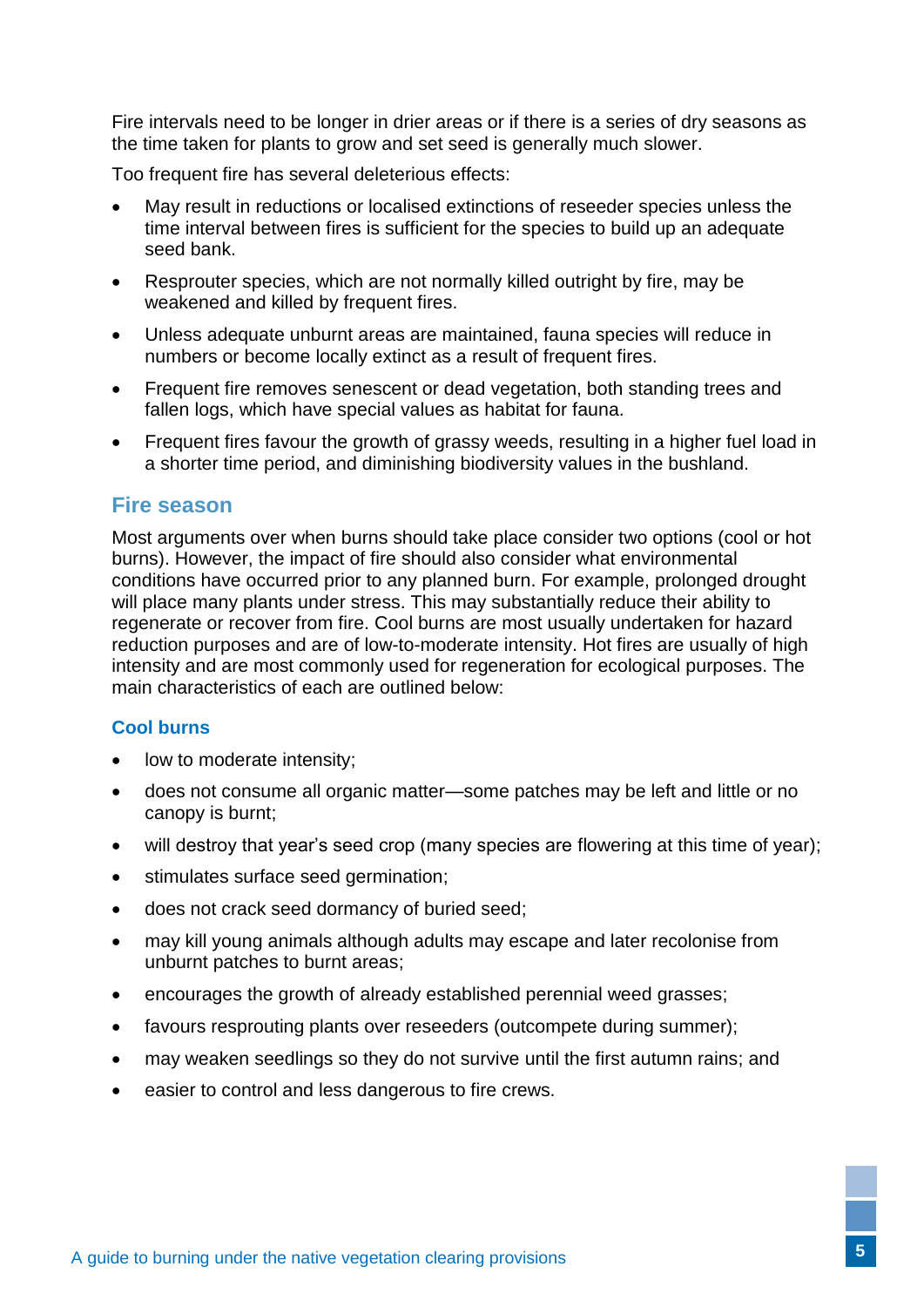Fire intervals need to be longer in drier areas or if there is a series of dry seasons as the time taken for plants to grow and set seed is generally much slower.

Too frequent fire has several deleterious effects:

- May result in reductions or localised extinctions of reseeder species unless the time interval between fires is sufficient for the species to build up an adequate seed bank.
- Resprouter species, which are not normally killed outright by fire, may be weakened and killed by frequent fires.
- Unless adequate unburnt areas are maintained, fauna species will reduce in numbers or become locally extinct as a result of frequent fires.
- Frequent fire removes senescent or dead vegetation, both standing trees and fallen logs, which have special values as habitat for fauna.
- Frequent fires favour the growth of grassy weeds, resulting in a higher fuel load in a shorter time period, and diminishing biodiversity values in the bushland.

## Fire season

Most arguments over when burns should take place consider two options (cool or hot burns). However, the impact of fire should also consider what environmental conditions have occurred prior to any planned burn. For example, prolonged drought will place many plants under stress. This may substantially reduce their ability to regenerate or recover from fire. Cool burns are most usually undertaken for hazard reduction purposes and are of low-to-moderate intensity. Hot fires are usually of high intensity and are most commonly used for regeneration for ecological purposes. The main characteristics of each are outlined below:

### Cool burns

- low to moderate intensity;
- does not consume all organic matter—some patches may be left and little or no canopy is burnt;
- will destroy that year's seed crop (many species are flowering at this time of year);
- stimulates surface seed germination;
- does not crack seed dormancy of buried seed;
- may kill young animals although adults may escape and later recolonise from unburnt patches to burnt areas;
- encourages the growth of already established perennial weed grasses;
- favours resprouting plants over reseeders (outcompete during summer);
- may weaken seedlings so they do not survive until the first autumn rains; and
- easier to control and less dangerous to fire crews.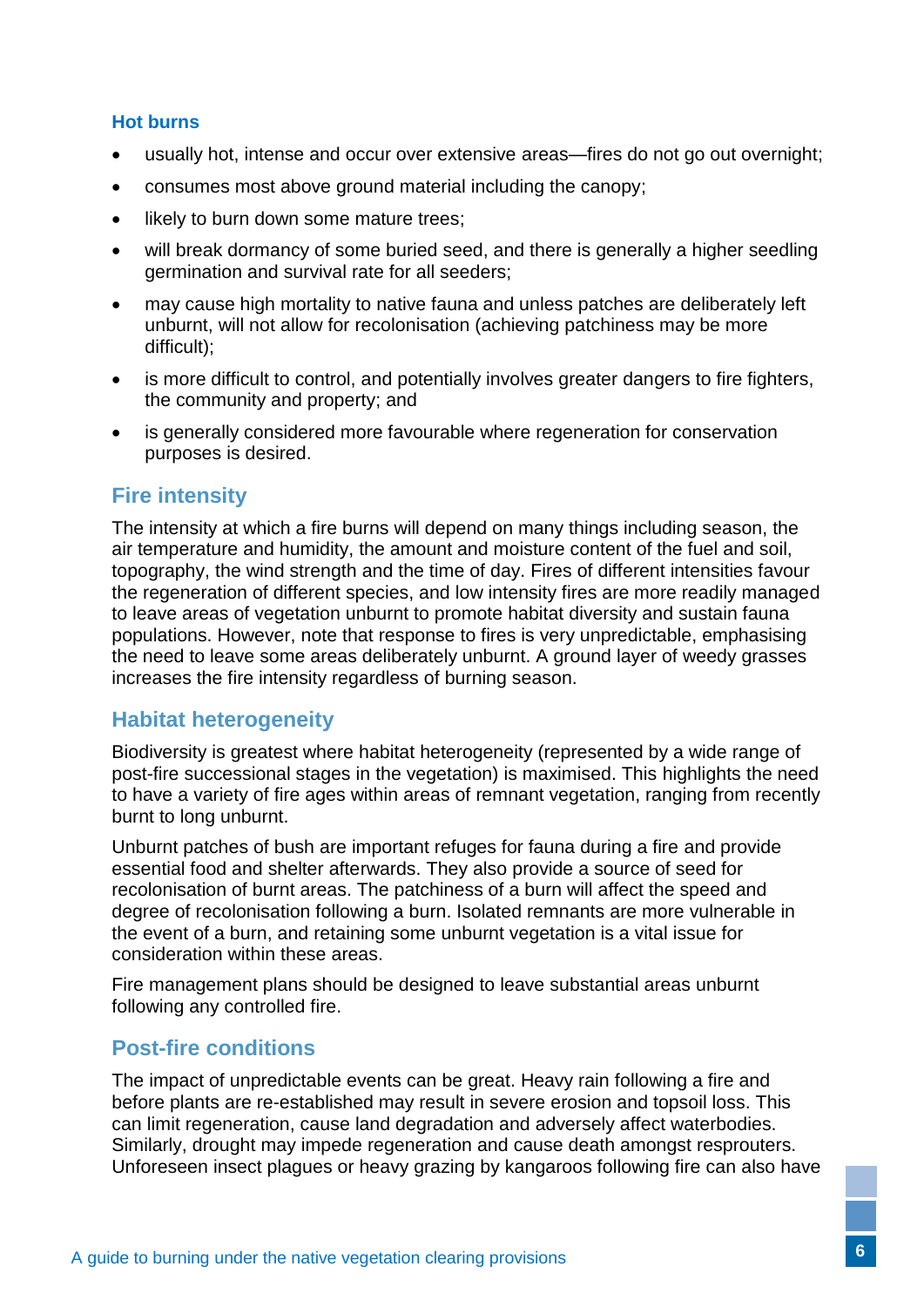### Hot burns

- usually hot, intense and occur over extensive areas—fires do not go out overnight;
- consumes most above ground material including the canopy;
- likely to burn down some mature trees;
- will break dormancy of some buried seed, and there is generally a higher seedling germination and survival rate for all seeders;
- may cause high mortality to native fauna and unless patches are deliberately left unburnt, will not allow for recolonisation (achieving patchiness may be more difficult);
- is more difficult to control, and potentially involves greater dangers to fire fighters, the community and property; and
- is generally considered more favourable where regeneration for conservation purposes is desired.

## Fire intensity

The intensity at which a fire burns will depend on many things including season, the air temperature and humidity, the amount and moisture content of the fuel and soil, topography, the wind strength and the time of day. Fires of different intensities favour the regeneration of different species, and low intensity fires are more readily managed to leave areas of vegetation unburnt to promote habitat diversity and sustain fauna populations. However, note that response to fires is very unpredictable, emphasising the need to leave some areas deliberately unburnt. A ground layer of weedy grasses increases the fire intensity regardless of burning season.

## Habitat heterogeneity

Biodiversity is greatest where habitat heterogeneity (represented by a wide range of post-fire successional stages in the vegetation) is maximised. This highlights the need to have a variety of fire ages within areas of remnant vegetation, ranging from recently burnt to long unburnt.

Unburnt patches of bush are important refuges for fauna during a fire and provide essential food and shelter afterwards. They also provide a source of seed for recolonisation of burnt areas. The patchiness of a burn will affect the speed and degree of recolonisation following a burn. Isolated remnants are more vulnerable in the event of a burn, and retaining some unburnt vegetation is a vital issue for consideration within these areas.

Fire management plans should be designed to leave substantial areas unburnt following any controlled fire.

## Post-fire conditions

The impact of unpredictable events can be great. Heavy rain following a fire and before plants are re-established may result in severe erosion and topsoil loss. This can limit regeneration, cause land degradation and adversely affect waterbodies. Similarly, drought may impede regeneration and cause death amongst resprouters. Unforeseen insect plagues or heavy grazing by kangaroos following fire can also have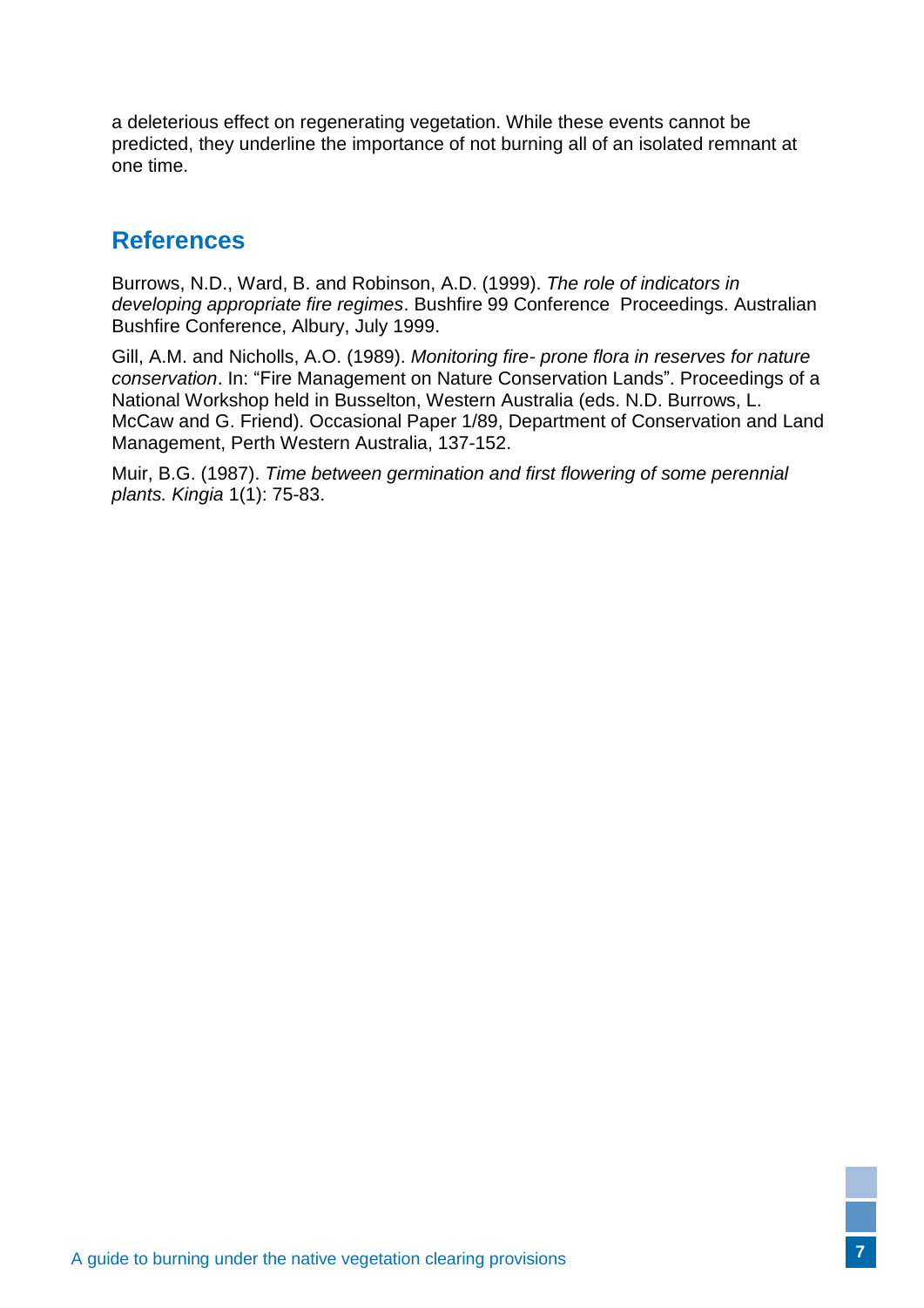a deleterious effect on regenerating vegetation. While these events cannot be predicted, they underline the importance of not burning all of an isolated remnant at one time.

## References

Burrows, N.D., Ward, B. and Robinson, A.D. (1999). *The role of indicators in developing appropriate fire regimes*. Bushfire 99 Conference Proceedings. Australian Bushfire Conference, Albury, July 1999.

Gill, A.M. and Nicholls, A.O. (1989). *Monitoring fire- prone flora in reserves for nature conservation*. In: "Fire Management on Nature Conservation Lands". Proceedings of a National Workshop held in Busselton, Western Australia (eds. N.D. Burrows, L. McCaw and G. Friend). Occasional Paper 1/89, Department of Conservation and Land Management, Perth Western Australia, 137-152.

Muir, B.G. (1987). *Time between germination and first flowering of some perennial plants. Kingia* 1(1): 75-83.